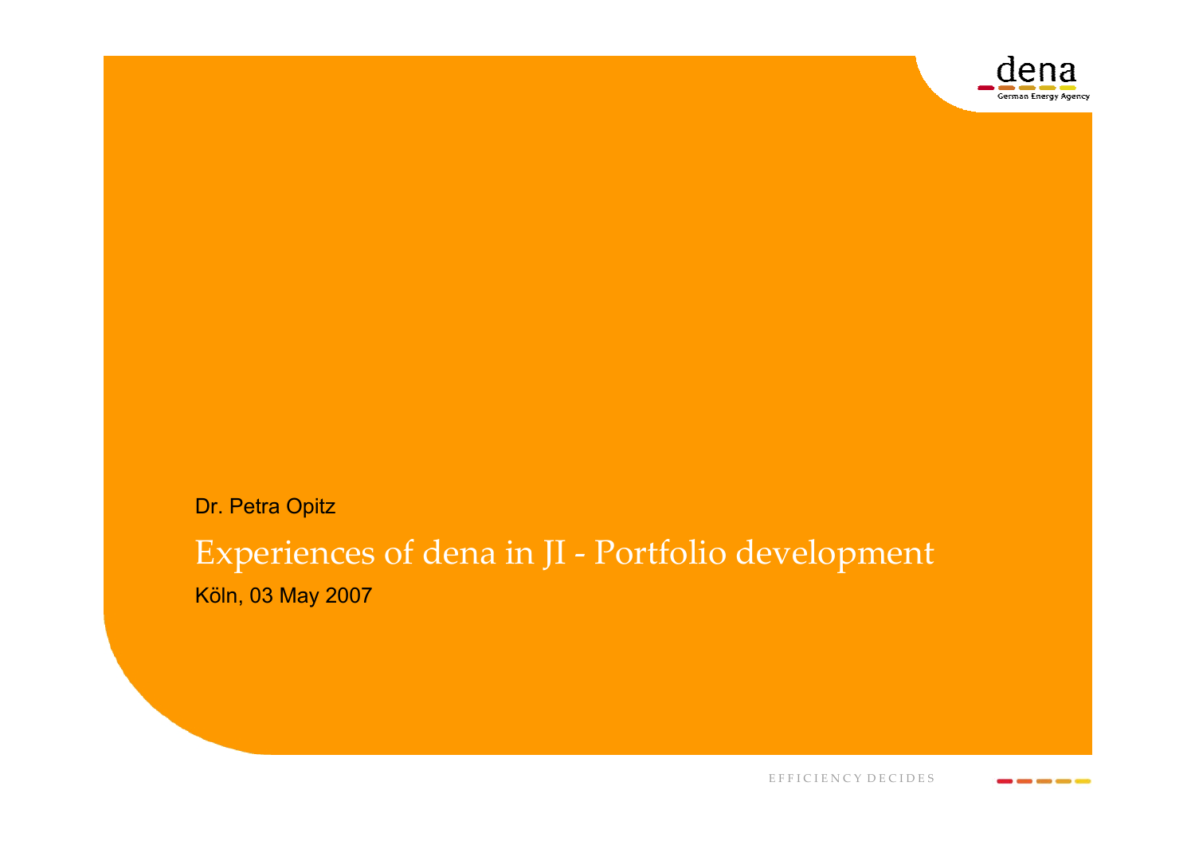Dr. Petra Opitz

# Experiences of dena in JI - Portfolio development

Köln, 03 May 2007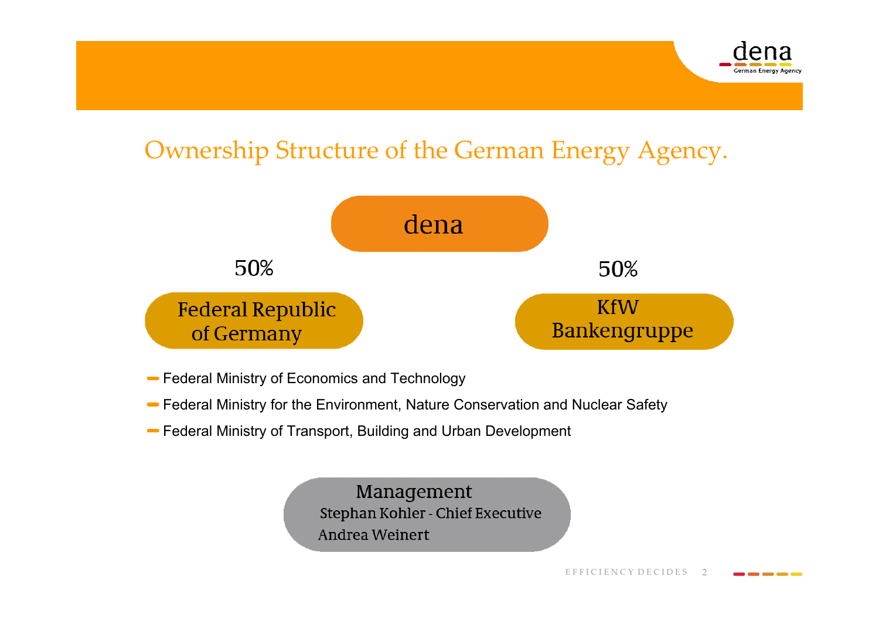# Ownership Structure of the German Energy Agency.

dena

50% — Federal Republic of Germany

50% — KfW Bankengruppe

- Federal Ministry of Economics and Technology
- Federal Ministry for the Environment, Nature Conservation and Nuclear Safety
- Federal Ministry of Transport, Building and Urban Development

**Management**

Stephan Kohler - Chief Executive

Andrea Weinert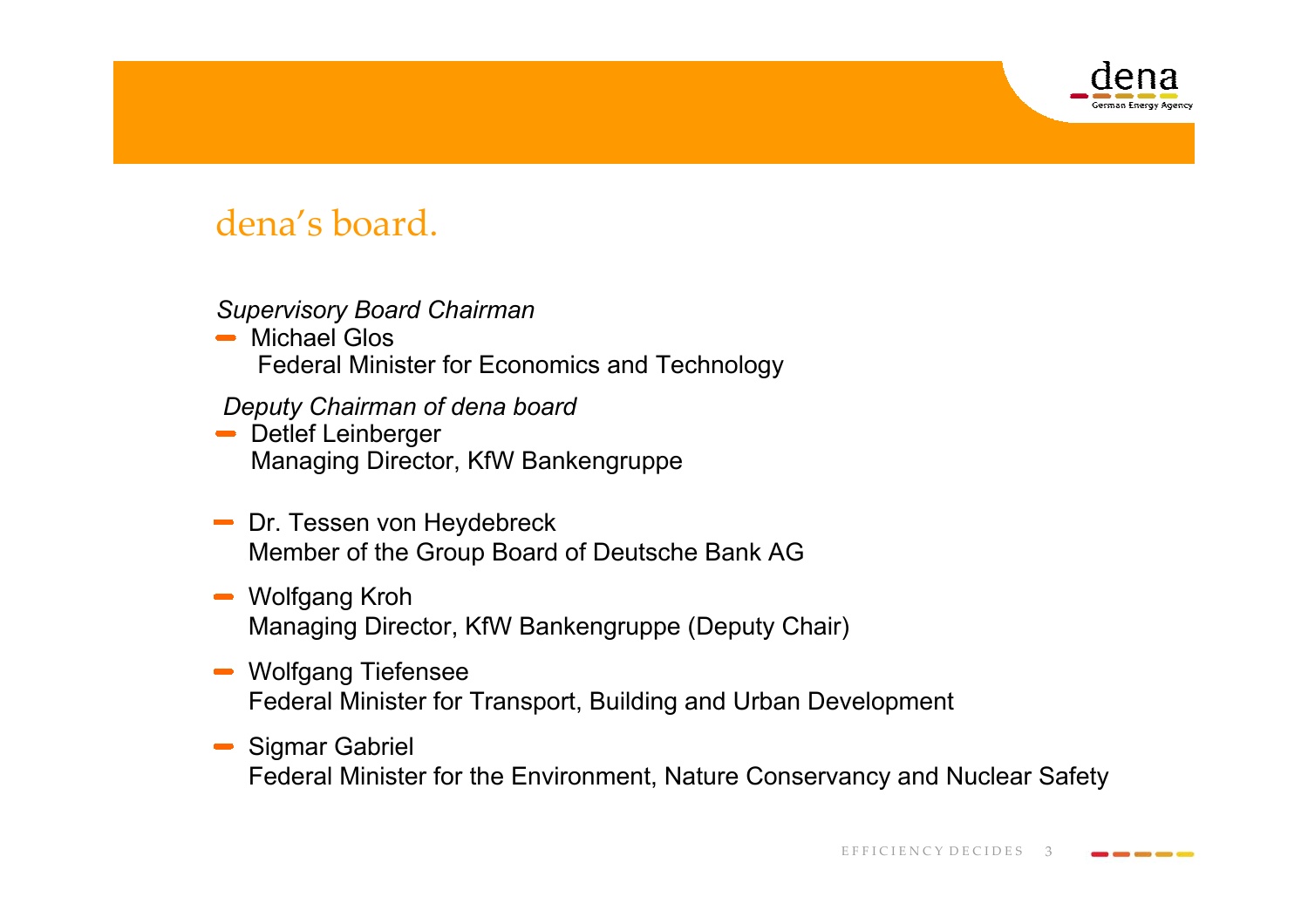# dena's board.

*Supervisory Board Chairman*

- Michael Glos
  Federal Minister for Economics and Technology

*Deputy Chairman of dena board*

- Detlef Leinberger
  Managing Director, KfW Bankengruppe

- Dr. Tessen von Heydebreck
  Member of the Group Board of Deutsche Bank AG

- Wolfgang Kroh
  Managing Director, KfW Bankengruppe (Deputy Chair)

- Wolfgang Tiefensee
  Federal Minister for Transport, Building and Urban Development

- Sigmar Gabriel
  Federal Minister for the Environment, Nature Conservancy and Nuclear Safety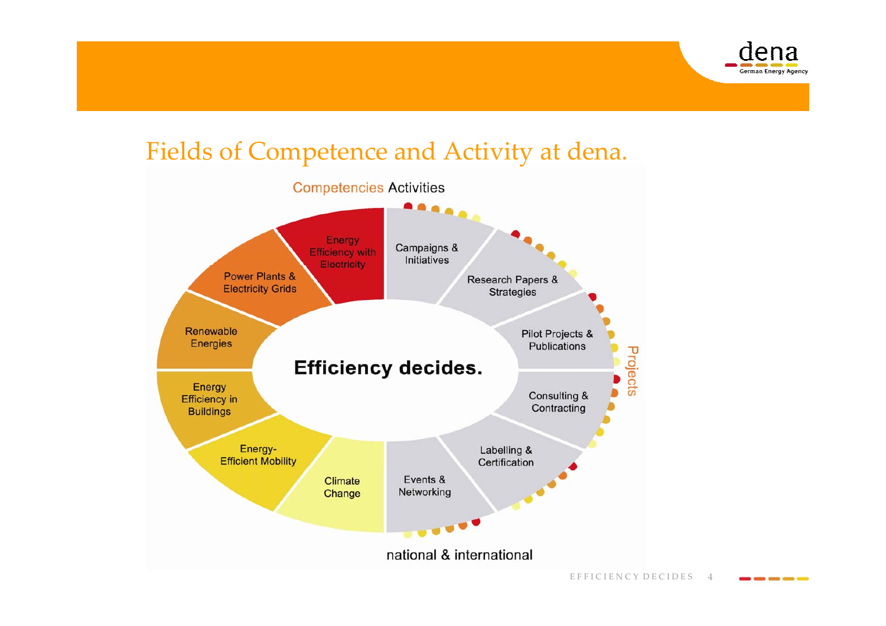# Fields of Competence and Activity at dena.

Competencies Activities

**Competencies:**
- Energy Efficiency with Electricity
- Power Plants & Electricity Grids
- Renewable Energies
- Energy Efficiency in Buildings
- Energy-Efficient Mobility
- Climate Change

**Activities:**
- Campaigns & Initiatives
- Research Papers & Strategies
- Pilot Projects & Publications
- Consulting & Contracting
- Labelling & Certification
- Events & Networking

**Efficiency decides.**

Projects

national & international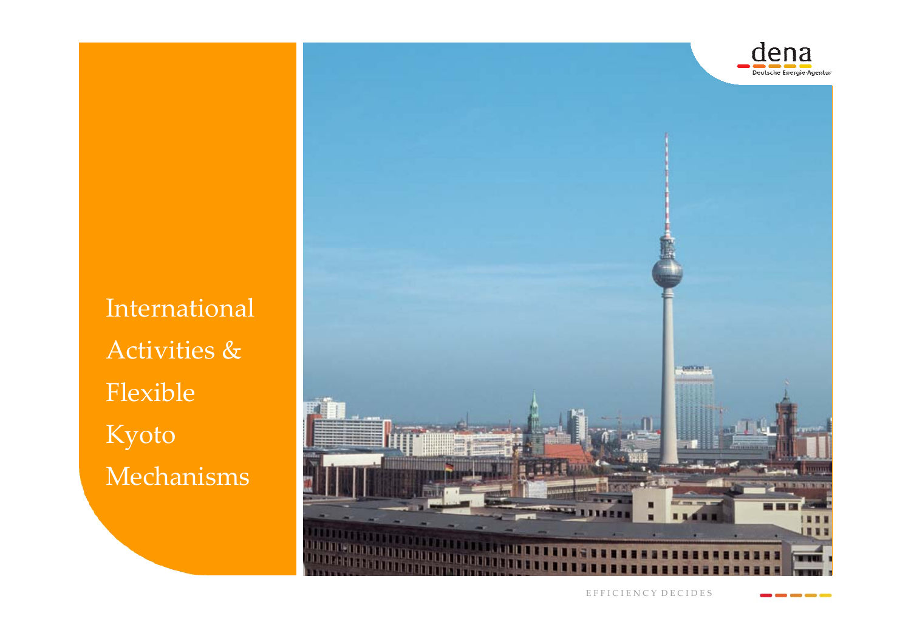# International Activities & Flexible Kyoto Mechanisms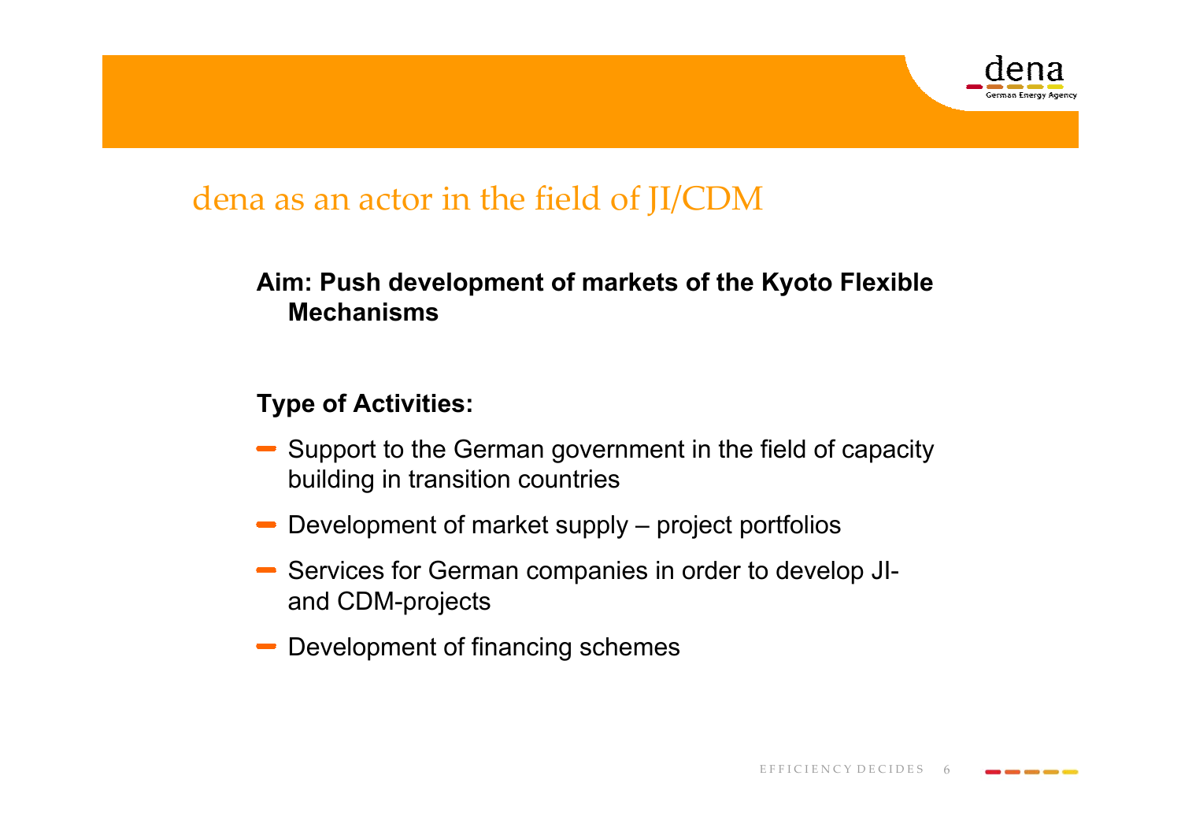# dena as an actor in the field of JI/CDM

**Aim: Push development of markets of the Kyoto Flexible Mechanisms**

**Type of Activities:**

- Support to the German government in the field of capacity building in transition countries
- Development of market supply – project portfolios
- Services for German companies in order to develop JI- and CDM-projects
- Development of financing schemes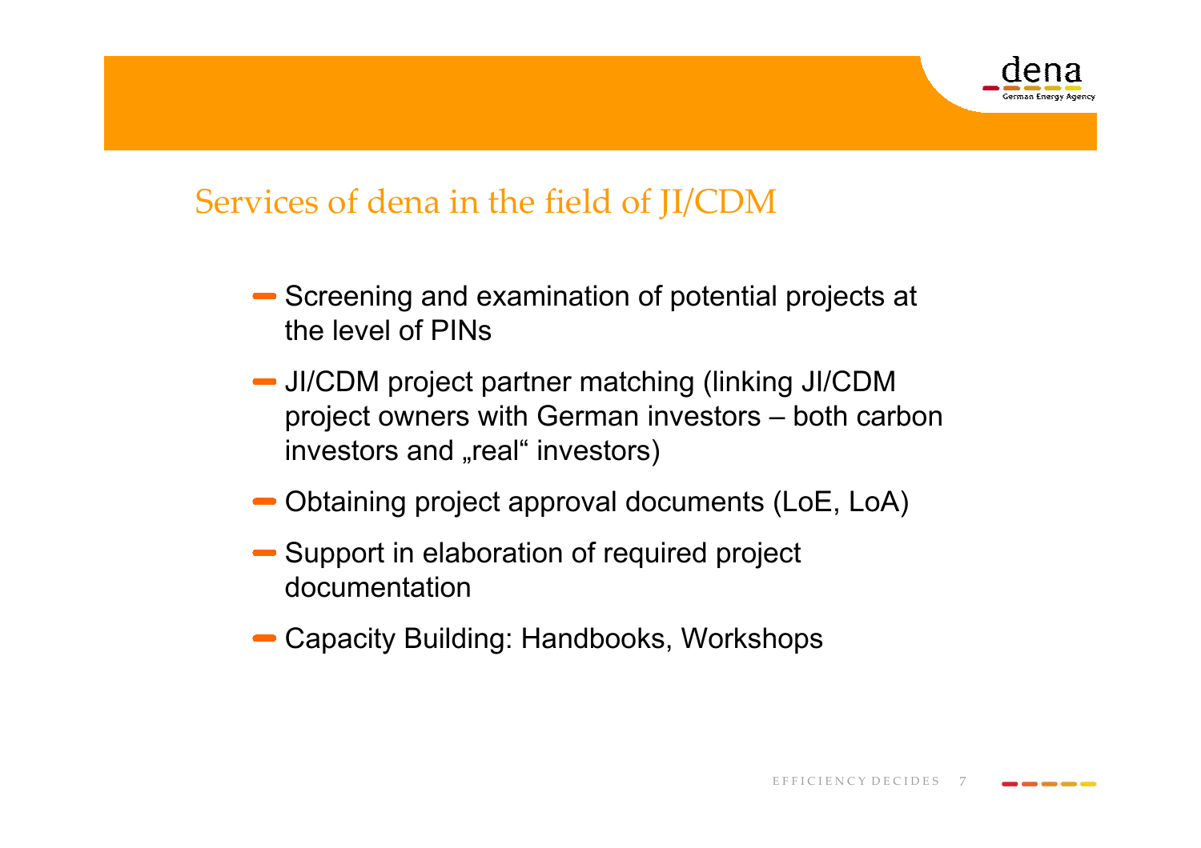## Services of dena in the field of JI/CDM

- Screening and examination of potential projects at the level of PINs
- JI/CDM project partner matching (linking JI/CDM project owners with German investors – both carbon investors and „real“ investors)
- Obtaining project approval documents (LoE, LoA)
- Support in elaboration of required project documentation
- Capacity Building: Handbooks, Workshops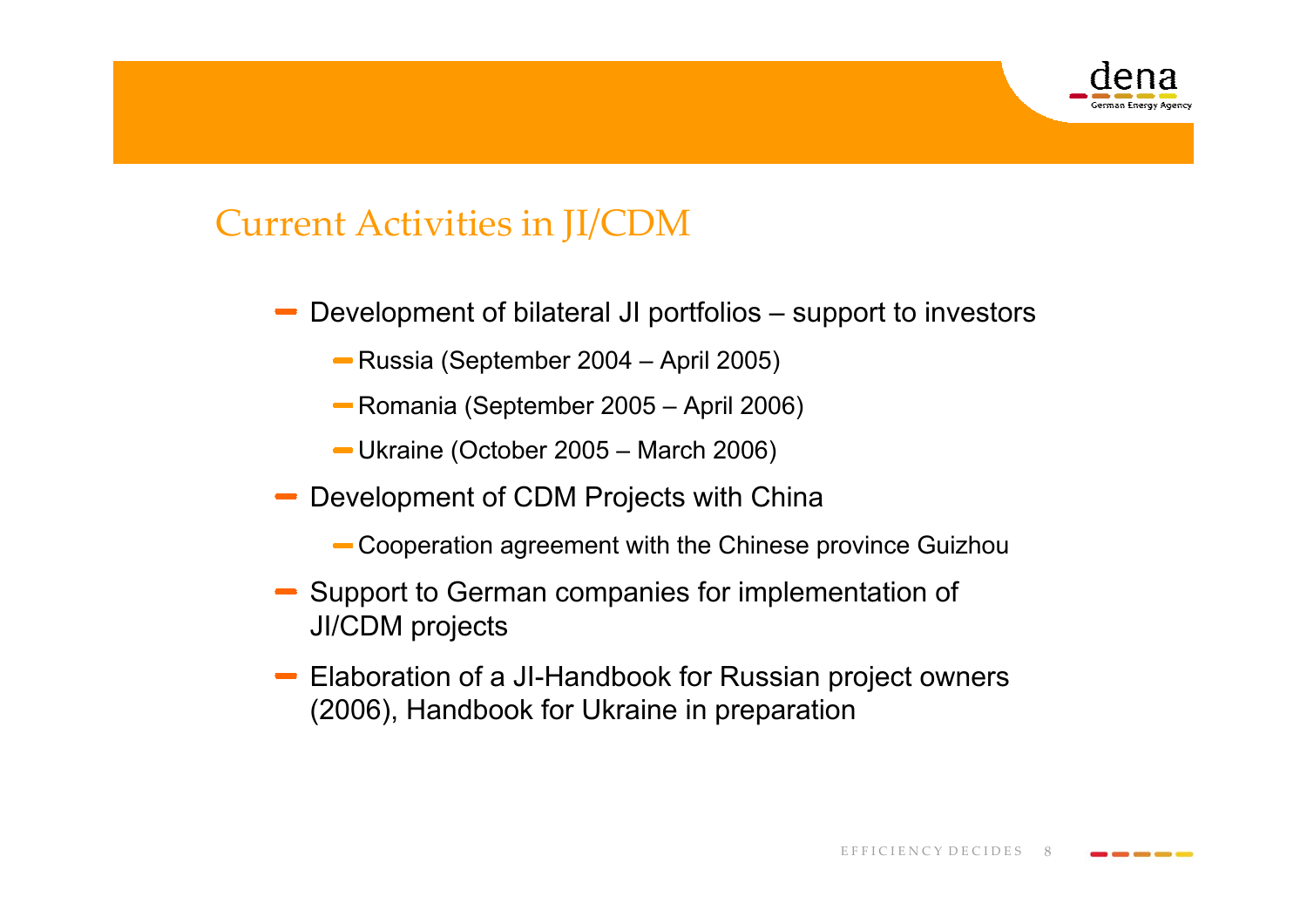## Current Activities in JI/CDM

- Development of bilateral JI portfolios – support to investors
  - Russia (September 2004 – April 2005)
  - Romania (September 2005 – April 2006)
  - Ukraine (October 2005 – March 2006)
- Development of CDM Projects with China
  - Cooperation agreement with the Chinese province Guizhou
- Support to German companies for implementation of JI/CDM projects
- Elaboration of a JI-Handbook for Russian project owners (2006), Handbook for Ukraine in preparation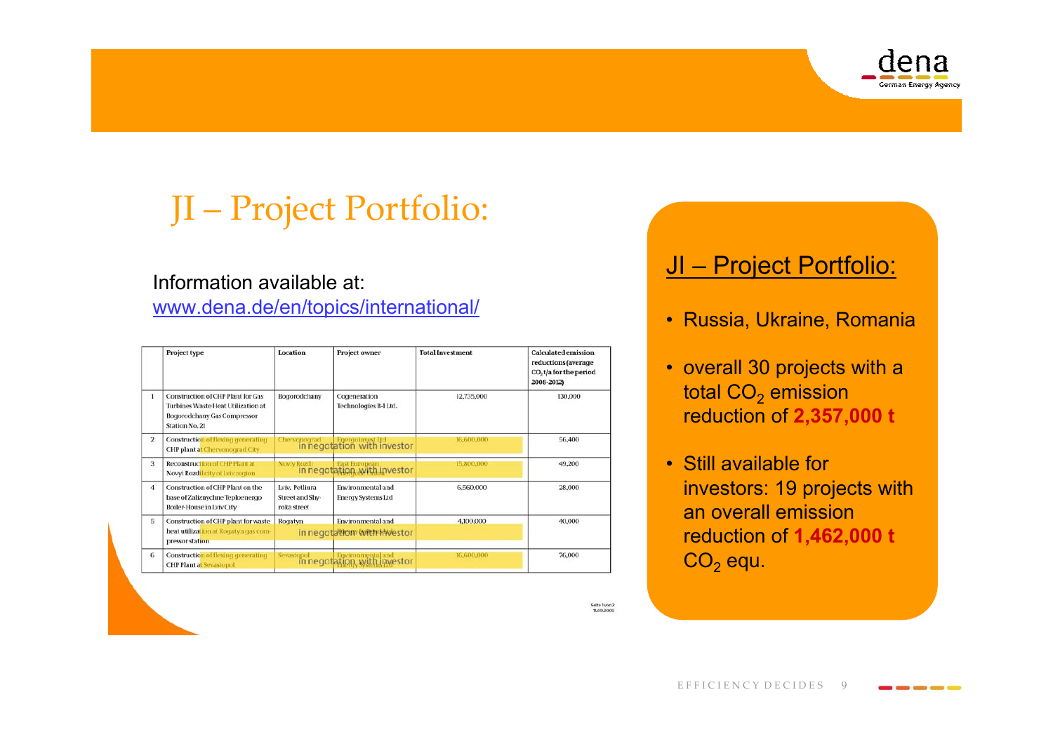# JI – Project Portfolio:

Information available at:
www.dena.de/en/topics/international/

| | Project type | Location | Project owner | Total Investment | Calculated emission reductions (average $CO_2$ t/a for the period 2008-2012) |
|---|---|---|---|---|---|
| 1 | Construction of CHP Plant for Gas Turbines Waste Heat Utilization at Bogorodchany Gas Compressor Station No. 21 | Bogorodchany | Cogeneration Technologies B-I Ltd. | 12,735,000 | 130,000 |
| 2 | Construction of flexing generating CHP plant at Chervonograd City | Chervonograd | Energoinvest Ltd — in negotiation with investor | 16,600,000 | 56,400 |
| 3 | Reconstruction of CHP Plant at Novyi Rozdil city of Lviv region | Novyi Rozdil | East European … — in negotiation with investor | 15,800,000 | 49,200 |
| 4 | Construction of CHP Plant on the base of Zaliznychne Teploenergo Boiler-House in Lviv City | Lviv, Petliura Street and Shyroka street | Environmental and Energy Systems Ltd | 6,560,000 | 28,000 |
| 5 | Construction of CHP plant for waste heat utilization at Rogatyn gas compressor station | Rogatyn | Environmental and … — in negotiation with investor | 4,100,000 | 40,000 |
| 6 | Construction of flexing generating CHP Plant at Sevastopol | Sevastopol | Environmental and Energy Systems Ltd — in negotiation with investor | 16,600,000 | 76,000 |

## JI – Project Portfolio:

- Russia, Ukraine, Romania
- overall 30 projects with a total $CO_2$ emission reduction of **2,357,000 t**
- Still available for investors: 19 projects with an overall emission reduction of **1,462,000 t** $CO_2$ equ.

EFFICIENCY DECIDES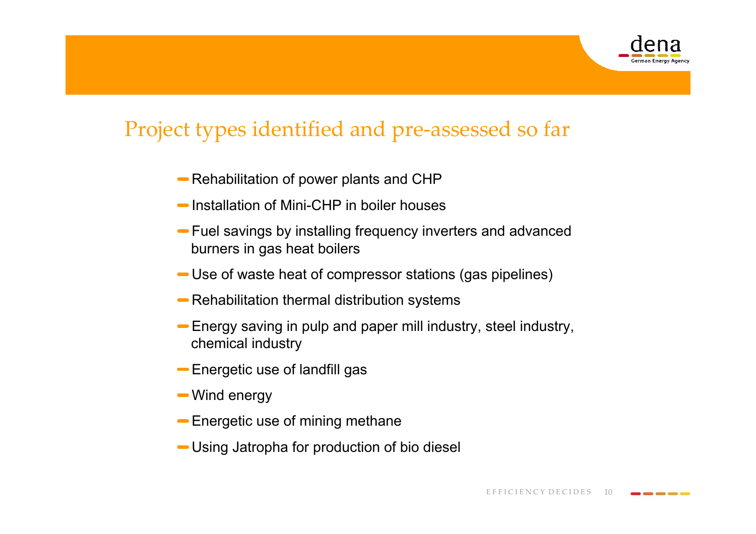## Project types identified and pre-assessed so far

- Rehabilitation of power plants and CHP
- Installation of Mini-CHP in boiler houses
- Fuel savings by installing frequency inverters and advanced burners in gas heat boilers
- Use of waste heat of compressor stations (gas pipelines)
- Rehabilitation thermal distribution systems
- Energy saving in pulp and paper mill industry, steel industry, chemical industry
- Energetic use of landfill gas
- Wind energy
- Energetic use of mining methane
- Using Jatropha for production of bio diesel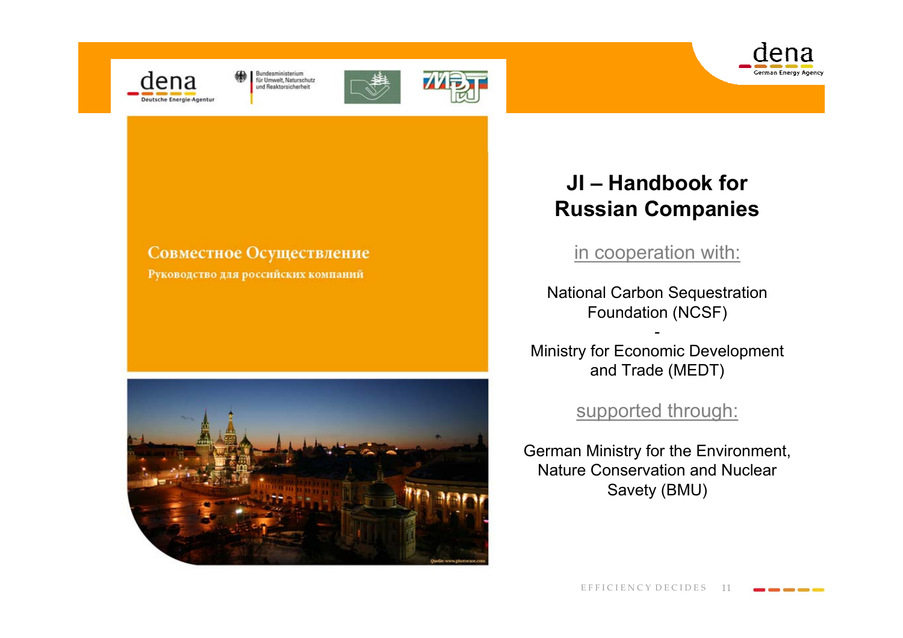Совместное Осуществление

Руководство для российских компаний

## JI – Handbook for Russian Companies

in cooperation with:

National Carbon Sequestration Foundation (NCSF)

-

Ministry for Economic Development and Trade (MEDT)

supported through:

German Ministry for the Environment, Nature Conservation and Nuclear Savety (BMU)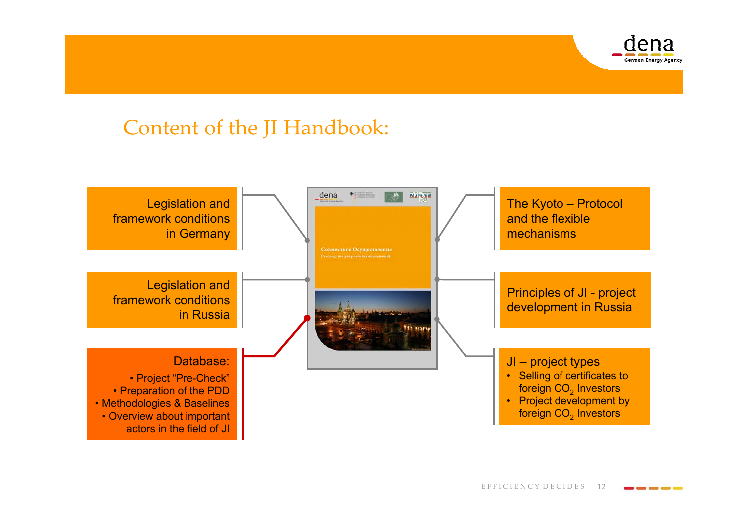# Content of the JI Handbook:

Legislation and framework conditions in Germany

Legislation and framework conditions in Russia

Database:

- Project "Pre-Check"
- Preparation of the PDD
- Methodologies & Baselines
- Overview about important actors in the field of JI

Совместное Осуществление

Руководство для российских компаний

The Kyoto – Protocol and the flexible mechanisms

Principles of JI - project development in Russia

JI – project types

- Selling of certificates to foreign $CO_2$ Investors
- Project development by foreign $CO_2$ Investors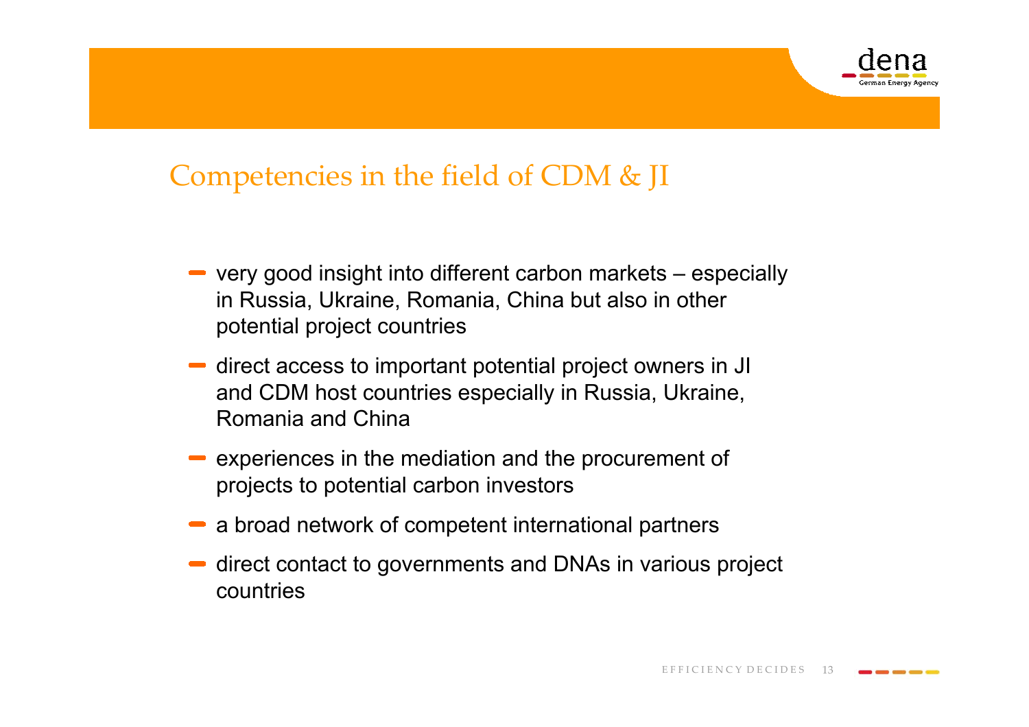# Competencies in the field of CDM & JI

- very good insight into different carbon markets – especially in Russia, Ukraine, Romania, China but also in other potential project countries
- direct access to important potential project owners in JI and CDM host countries especially in Russia, Ukraine, Romania and China
- experiences in the mediation and the procurement of projects to potential carbon investors
- a broad network of competent international partners
- direct contact to governments and DNAs in various project countries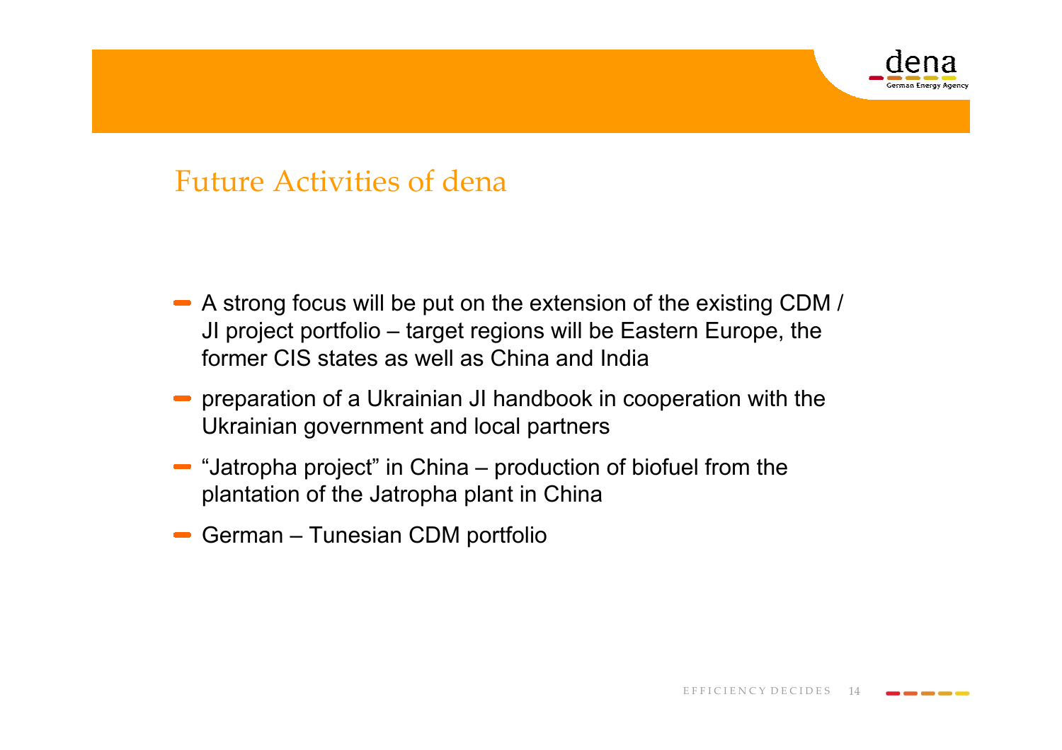# Future Activities of dena

- A strong focus will be put on the extension of the existing CDM / JI project portfolio – target regions will be Eastern Europe, the former CIS states as well as China and India
- preparation of a Ukrainian JI handbook in cooperation with the Ukrainian government and local partners
- "Jatropha project" in China – production of biofuel from the plantation of the Jatropha plant in China
- German – Tunesian CDM portfolio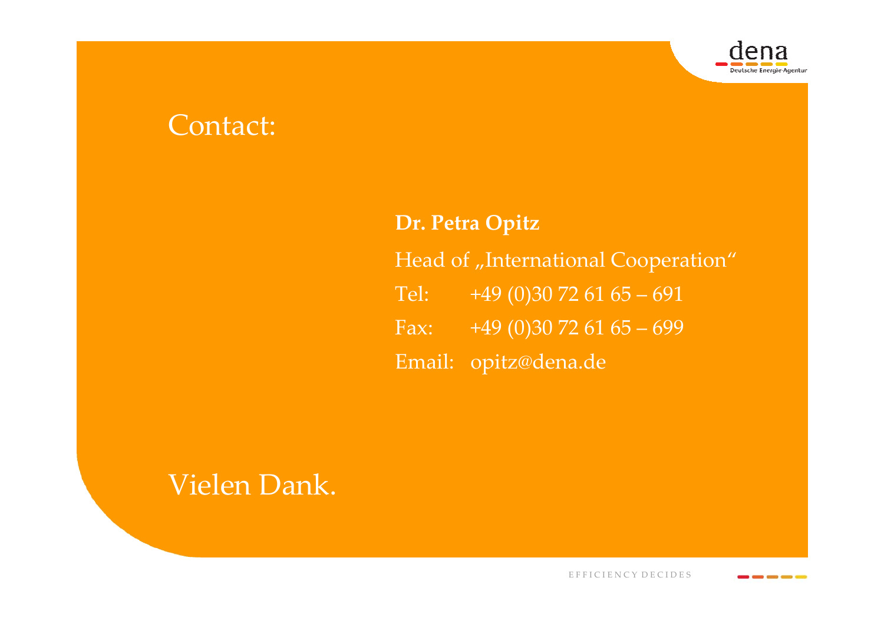# Contact:

**Dr. Petra Opitz**

Head of „International Cooperation"

Tel: +49 (0)30 72 61 65 – 691

Fax: +49 (0)30 72 61 65 – 699

Email: opitz@dena.de

Vielen Dank.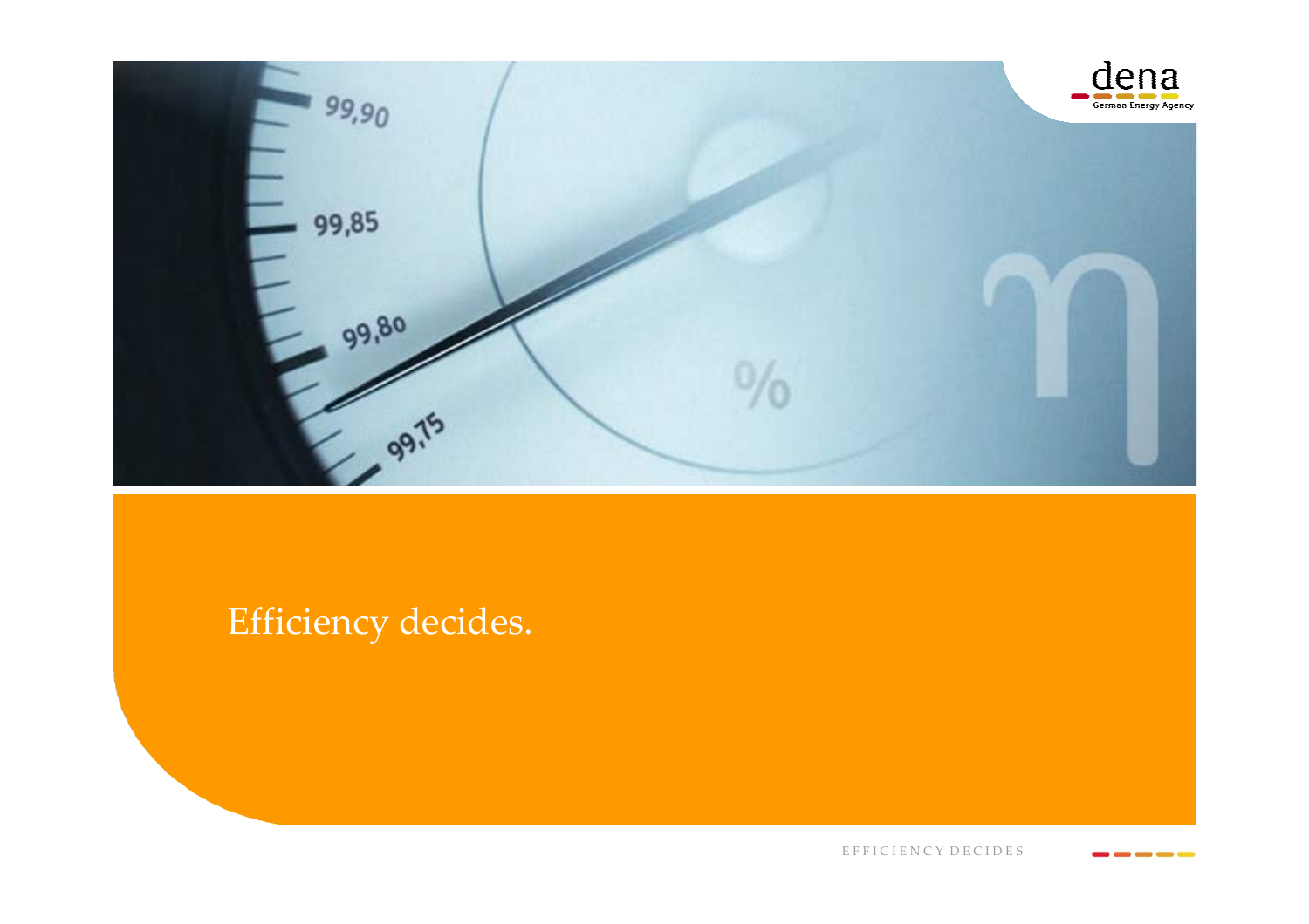Efficiency decides.